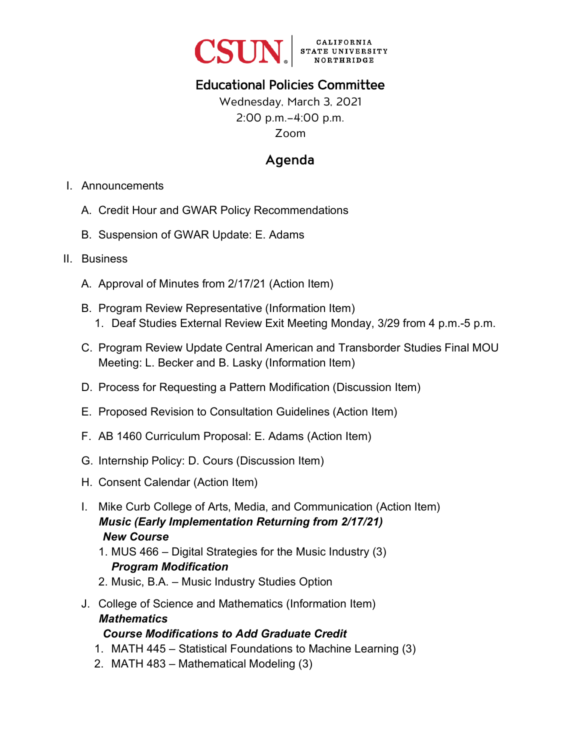CSUN | CALIFORNIA STATE UNIVERSITY NORTHRIDGE

# Educational Policies Committee

Wednesday, March 3, 2021
2:00 p.m.–4:00 p.m.
Zoom

## Agenda

I. Announcements

   A. Credit Hour and GWAR Policy Recommendations

   B. Suspension of GWAR Update: E. Adams

II. Business

   A. Approval of Minutes from 2/17/21 (Action Item)

   B. Program Review Representative (Information Item)
      1. Deaf Studies External Review Exit Meeting Monday, 3/29 from 4 p.m.-5 p.m.

   C. Program Review Update Central American and Transborder Studies Final MOU Meeting: L. Becker and B. Lasky (Information Item)

   D. Process for Requesting a Pattern Modification (Discussion Item)

   E. Proposed Revision to Consultation Guidelines (Action Item)

   F. AB 1460 Curriculum Proposal: E. Adams (Action Item)

   G. Internship Policy: D. Cours (Discussion Item)

   H. Consent Calendar (Action Item)

   I. Mike Curb College of Arts, Media, and Communication (Action Item)
      ***Music (Early Implementation Returning from 2/17/21)***
      ***New Course***
      1. MUS 466 – Digital Strategies for the Music Industry (3)
      ***Program Modification***
      2. Music, B.A. – Music Industry Studies Option

   J. College of Science and Mathematics (Information Item)
      ***Mathematics***
      ***Course Modifications to Add Graduate Credit***
      1. MATH 445 – Statistical Foundations to Machine Learning (3)
      2. MATH 483 – Mathematical Modeling (3)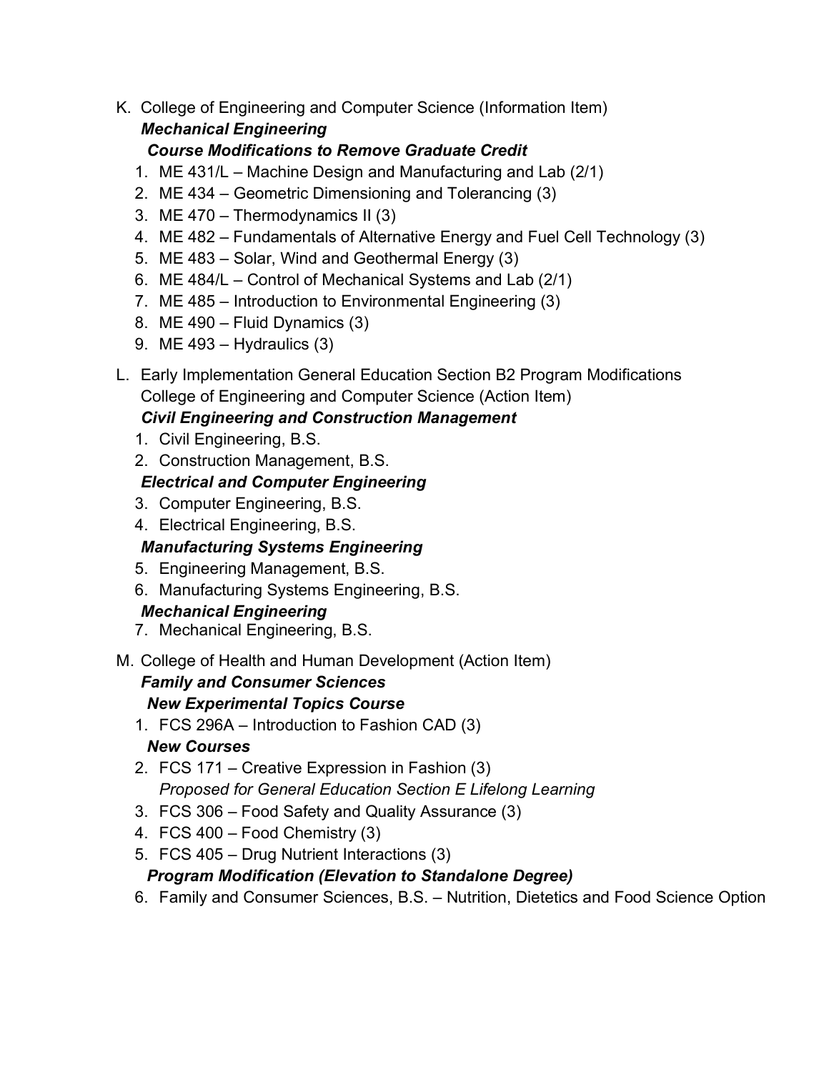K. College of Engineering and Computer Science (Information Item)

***Mechanical Engineering***

***Course Modifications to Remove Graduate Credit***

1. ME 431/L – Machine Design and Manufacturing and Lab (2/1)
2. ME 434 – Geometric Dimensioning and Tolerancing (3)
3. ME 470 – Thermodynamics II (3)
4. ME 482 – Fundamentals of Alternative Energy and Fuel Cell Technology (3)
5. ME 483 – Solar, Wind and Geothermal Energy (3)
6. ME 484/L – Control of Mechanical Systems and Lab (2/1)
7. ME 485 – Introduction to Environmental Engineering (3)
8. ME 490 – Fluid Dynamics (3)
9. ME 493 – Hydraulics (3)

L. Early Implementation General Education Section B2 Program Modifications
College of Engineering and Computer Science (Action Item)

***Civil Engineering and Construction Management***

1. Civil Engineering, B.S.
2. Construction Management, B.S.

***Electrical and Computer Engineering***

3. Computer Engineering, B.S.
4. Electrical Engineering, B.S.

***Manufacturing Systems Engineering***

5. Engineering Management, B.S.
6. Manufacturing Systems Engineering, B.S.

***Mechanical Engineering***

7. Mechanical Engineering, B.S.

M. College of Health and Human Development (Action Item)

***Family and Consumer Sciences***

***New Experimental Topics Course***

1. FCS 296A – Introduction to Fashion CAD (3)

***New Courses***

2. FCS 171 – Creative Expression in Fashion (3)
   *Proposed for General Education Section E Lifelong Learning*
3. FCS 306 – Food Safety and Quality Assurance (3)
4. FCS 400 – Food Chemistry (3)
5. FCS 405 – Drug Nutrient Interactions (3)

***Program Modification (Elevation to Standalone Degree)***

6. Family and Consumer Sciences, B.S. – Nutrition, Dietetics and Food Science Option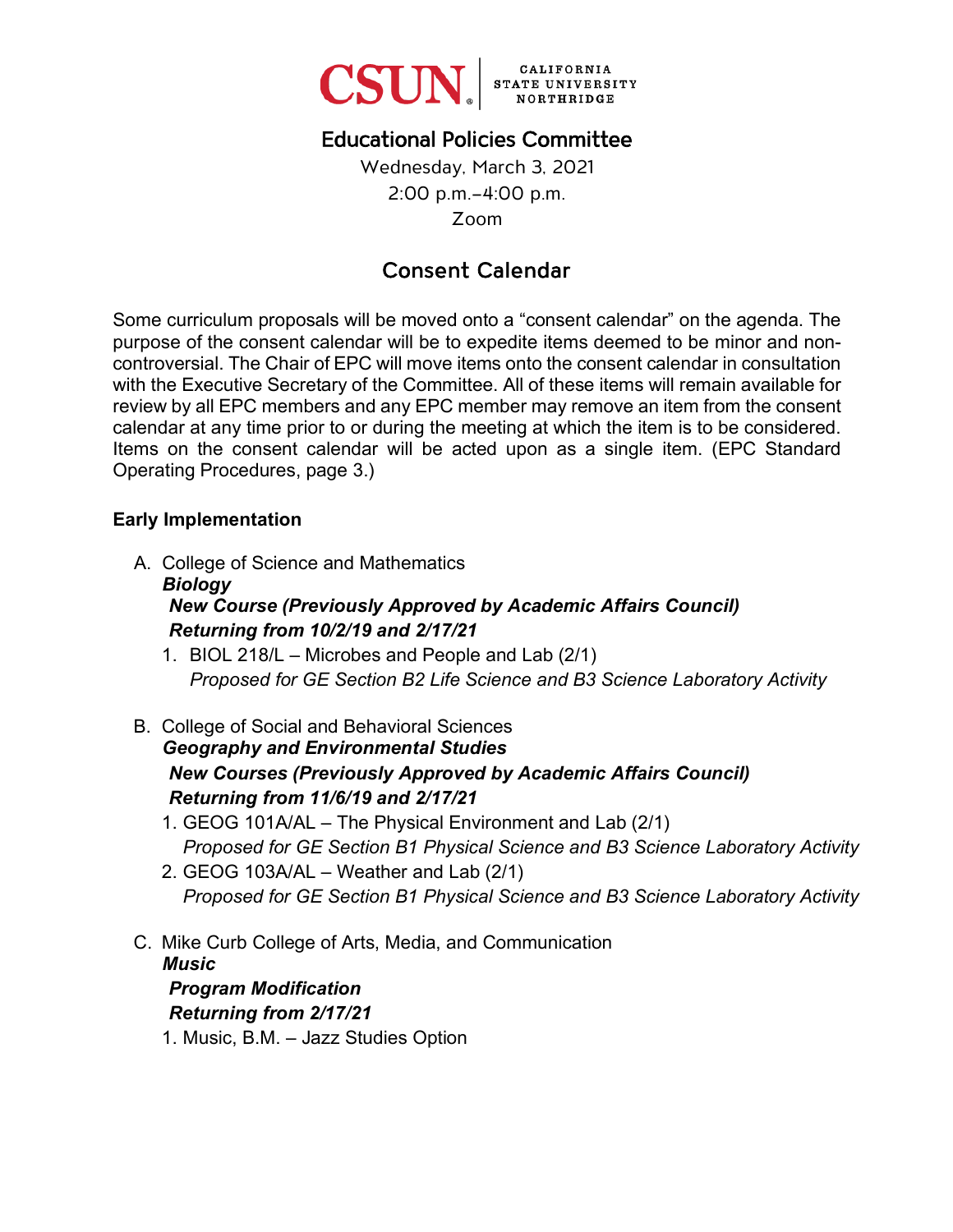CSUN | CALIFORNIA STATE UNIVERSITY NORTHRIDGE

# Educational Policies Committee

Wednesday, March 3, 2021
2:00 p.m.–4:00 p.m.
Zoom

## Consent Calendar

Some curriculum proposals will be moved onto a "consent calendar" on the agenda. The purpose of the consent calendar will be to expedite items deemed to be minor and non-controversial. The Chair of EPC will move items onto the consent calendar in consultation with the Executive Secretary of the Committee. All of these items will remain available for review by all EPC members and any EPC member may remove an item from the consent calendar at any time prior to or during the meeting at which the item is to be considered. Items on the consent calendar will be acted upon as a single item. (EPC Standard Operating Procedures, page 3.)

**Early Implementation**

A. College of Science and Mathematics
   ***Biology***
   ***New Course (Previously Approved by Academic Affairs Council)***
   ***Returning from 10/2/19 and 2/17/21***
   1. BIOL 218/L – Microbes and People and Lab (2/1)
      *Proposed for GE Section B2 Life Science and B3 Science Laboratory Activity*

B. College of Social and Behavioral Sciences
   ***Geography and Environmental Studies***
   ***New Courses (Previously Approved by Academic Affairs Council)***
   ***Returning from 11/6/19 and 2/17/21***
   1. GEOG 101A/AL – The Physical Environment and Lab (2/1)
      *Proposed for GE Section B1 Physical Science and B3 Science Laboratory Activity*
   2. GEOG 103A/AL – Weather and Lab (2/1)
      *Proposed for GE Section B1 Physical Science and B3 Science Laboratory Activity*

C. Mike Curb College of Arts, Media, and Communication
   ***Music***
   ***Program Modification***
   ***Returning from 2/17/21***
   1. Music, B.M. – Jazz Studies Option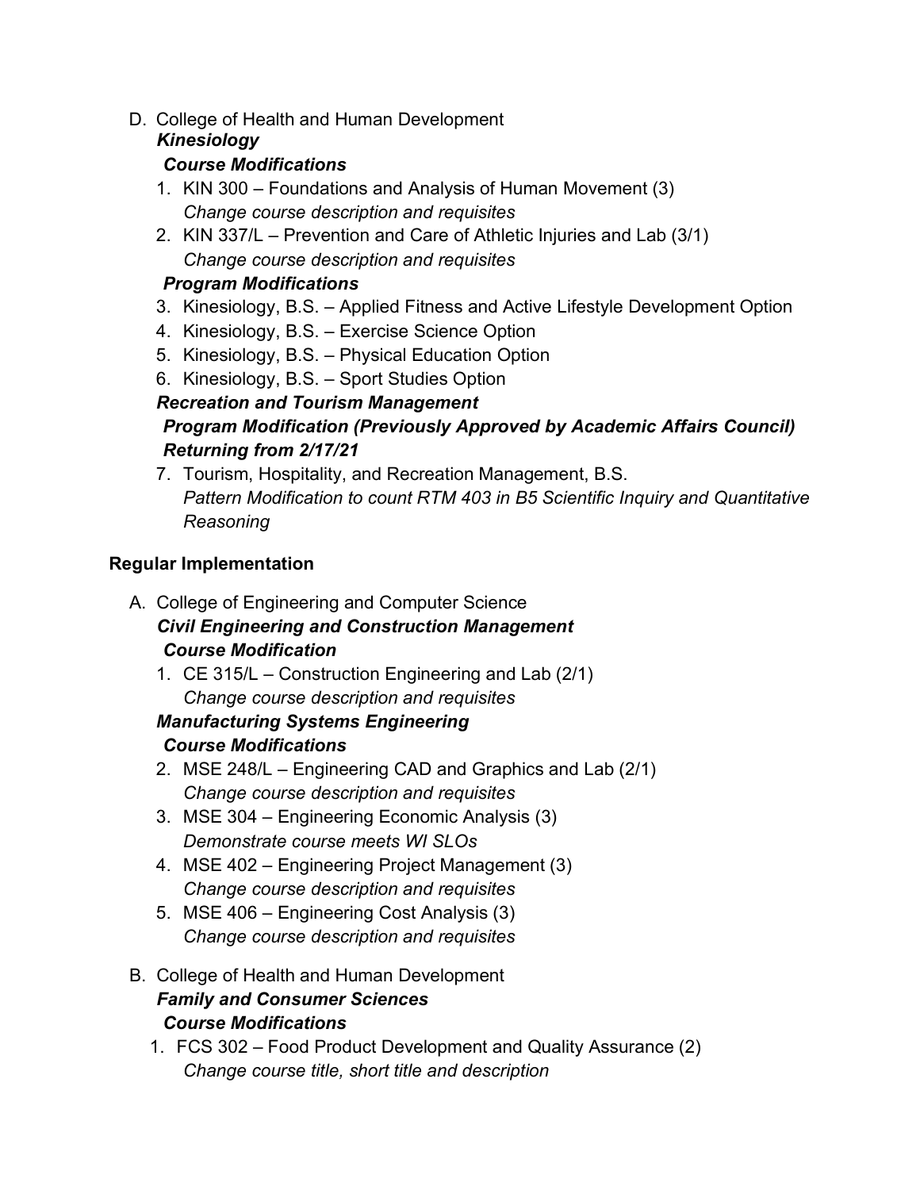D. College of Health and Human Development

***Kinesiology***

***Course Modifications***

1. KIN 300 – Foundations and Analysis of Human Movement (3)
   *Change course description and requisites*
2. KIN 337/L – Prevention and Care of Athletic Injuries and Lab (3/1)
   *Change course description and requisites*

***Program Modifications***

3. Kinesiology, B.S. – Applied Fitness and Active Lifestyle Development Option
4. Kinesiology, B.S. – Exercise Science Option
5. Kinesiology, B.S. – Physical Education Option
6. Kinesiology, B.S. – Sport Studies Option

***Recreation and Tourism Management***

***Program Modification (Previously Approved by Academic Affairs Council) Returning from 2/17/21***

7. Tourism, Hospitality, and Recreation Management, B.S.
   *Pattern Modification to count RTM 403 in B5 Scientific Inquiry and Quantitative Reasoning*

**Regular Implementation**

A. College of Engineering and Computer Science

***Civil Engineering and Construction Management***

***Course Modification***

1. CE 315/L – Construction Engineering and Lab (2/1)
   *Change course description and requisites*

***Manufacturing Systems Engineering***

***Course Modifications***

2. MSE 248/L – Engineering CAD and Graphics and Lab (2/1)
   *Change course description and requisites*
3. MSE 304 – Engineering Economic Analysis (3)
   *Demonstrate course meets WI SLOs*
4. MSE 402 – Engineering Project Management (3)
   *Change course description and requisites*
5. MSE 406 – Engineering Cost Analysis (3)
   *Change course description and requisites*

B. College of Health and Human Development

***Family and Consumer Sciences***

***Course Modifications***

1. FCS 302 – Food Product Development and Quality Assurance (2)
   *Change course title, short title and description*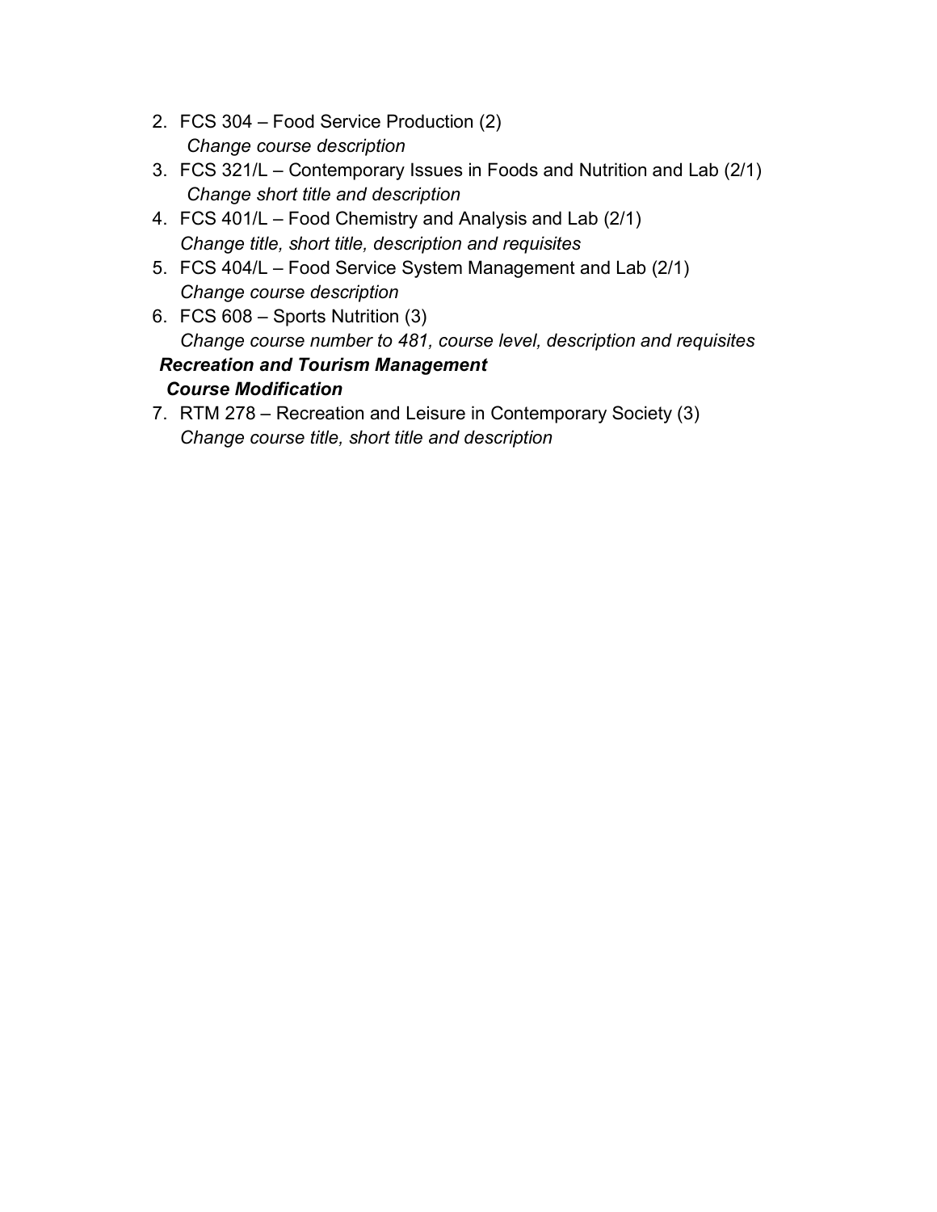2. FCS 304 – Food Service Production (2)
   *Change course description*
3. FCS 321/L – Contemporary Issues in Foods and Nutrition and Lab (2/1)
   *Change short title and description*
4. FCS 401/L – Food Chemistry and Analysis and Lab (2/1)
   *Change title, short title, description and requisites*
5. FCS 404/L – Food Service System Management and Lab (2/1)
   *Change course description*
6. FCS 608 – Sports Nutrition (3)
   *Change course number to 481, course level, description and requisites*

***Recreation and Tourism Management***

***Course Modification***

7. RTM 278 – Recreation and Leisure in Contemporary Society (3)
   *Change course title, short title and description*